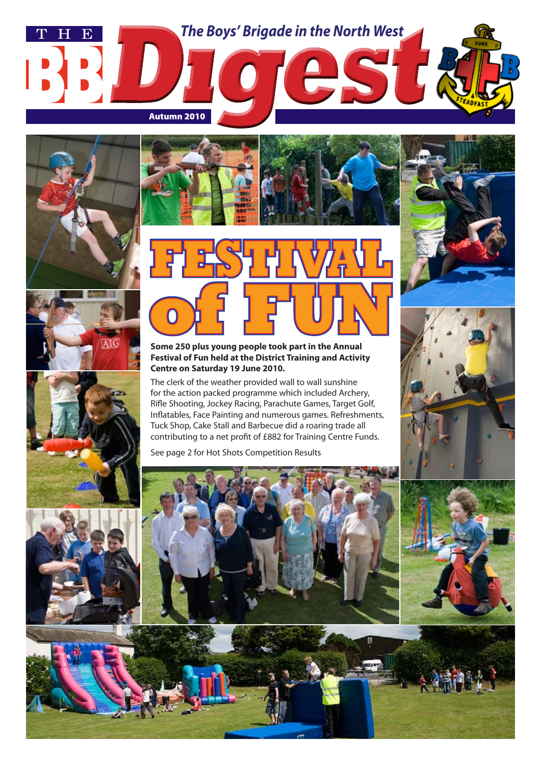# THE BB Digest

*The Boys' Brigade in the North West*

**Autumn 2010**

# FESTIVAL of FUN

**Some 250 plus young people took part in the Annual Festival of Fun held at the District Training and Activity Centre on Saturday 19 June 2010.**

The clerk of the weather provided wall to wall sunshine for the action packed programme which included Archery, Rifle Shooting, Jockey Racing, Parachute Games, Target Golf, Inflatables, Face Painting and numerous games. Refreshments, Tuck Shop, Cake Stall and Barbecue did a roaring trade all contributing to a net profit of £882 for Training Centre Funds.

See page 2 for Hot Shots Competition Results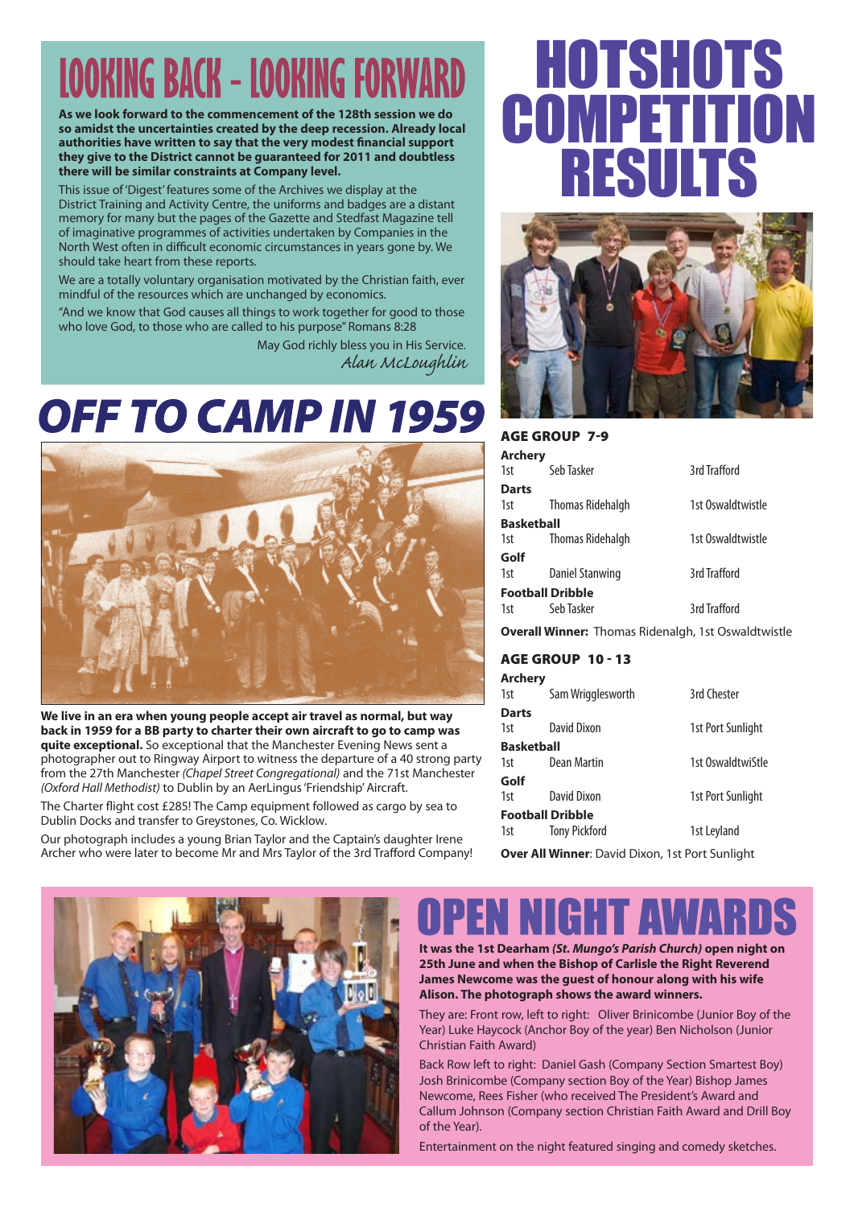# LOOKING BACK - LOOKING FORWARD

**As we look forward to the commencement of the 128th session we do so amidst the uncertainties created by the deep recession. Already local authorities have written to say that the very modest financial support they give to the District cannot be guaranteed for 2011 and doubtless there will be similar constraints at Company level.**

This issue of 'Digest' features some of the Archives we display at the District Training and Activity Centre, the uniforms and badges are a distant memory for many but the pages of the Gazette and Stedfast Magazine tell of imaginative programmes of activities undertaken by Companies in the North West often in difficult economic circumstances in years gone by. We should take heart from these reports.

We are a totally voluntary organisation motivated by the Christian faith, ever mindful of the resources which are unchanged by economics.

"And we know that God causes all things to work together for good to those who love God, to those who are called to his purpose" Romans 8:28

May God richly bless you in His Service.

*Alan McLoughlin*

# OFF TO CAMP IN 1959

**We live in an era when young people accept air travel as normal, but way back in 1959 for a BB party to charter their own aircraft to go to camp was quite exceptional.** So exceptional that the Manchester Evening News sent a photographer out to Ringway Airport to witness the departure of a 40 strong party from the 27th Manchester *(Chapel Street Congregational)* and the 71st Manchester *(Oxford Hall Methodist)* to Dublin by an AerLingus 'Friendship' Aircraft.

The Charter flight cost £285! The Camp equipment followed as cargo by sea to Dublin Docks and transfer to Greystones, Co. Wicklow.

Our photograph includes a young Brian Taylor and the Captain's daughter Irene Archer who were later to become Mr and Mrs Taylor of the 3rd Trafford Company!

# HOTSHOTS COMPETITION RESULTS

### AGE GROUP 7-9

| | | |
|---|---|---|
| **Archery** | | |
| 1st | Seb Tasker | 3rd Trafford |
| **Darts** | | |
| 1st | Thomas Ridehalgh | 1st Oswaldtwistle |
| **Basketball** | | |
| 1st | Thomas Ridehalgh | 1st Oswaldtwistle |
| **Golf** | | |
| 1st | Daniel Stanwing | 3rd Trafford |
| **Football Dribble** | | |
| 1st | Seb Tasker | 3rd Trafford |

**Overall Winner:** Thomas Ridenalgh, 1st Oswaldtwistle

### AGE GROUP 10 - 13

| | | |
|---|---|---|
| **Archery** | | |
| 1st | Sam Wrigglesworth | 3rd Chester |
| **Darts** | | |
| 1st | David Dixon | 1st Port Sunlight |
| **Basketball** | | |
| 1st | Dean Martin | 1st OswaldtwiStle |
| **Golf** | | |
| 1st | David Dixon | 1st Port Sunlight |
| **Football Dribble** | | |
| 1st | Tony Pickford | 1st Leyland |

**Over All Winner**: David Dixon, 1st Port Sunlight

# OPEN NIGHT AWARDS

**It was the 1st Dearham *(St. Mungo's Parish Church)* open night on 25th June and when the Bishop of Carlisle the Right Reverend James Newcome was the guest of honour along with his wife Alison. The photograph shows the award winners.**

They are: Front row, left to right: Oliver Brinicombe (Junior Boy of the Year) Luke Haycock (Anchor Boy of the year) Ben Nicholson (Junior Christian Faith Award)

Back Row left to right: Daniel Gash (Company Section Smartest Boy) Josh Brinicombe (Company section Boy of the Year) Bishop James Newcome, Rees Fisher (who received The President's Award and Callum Johnson (Company section Christian Faith Award and Drill Boy of the Year).

Entertainment on the night featured singing and comedy sketches.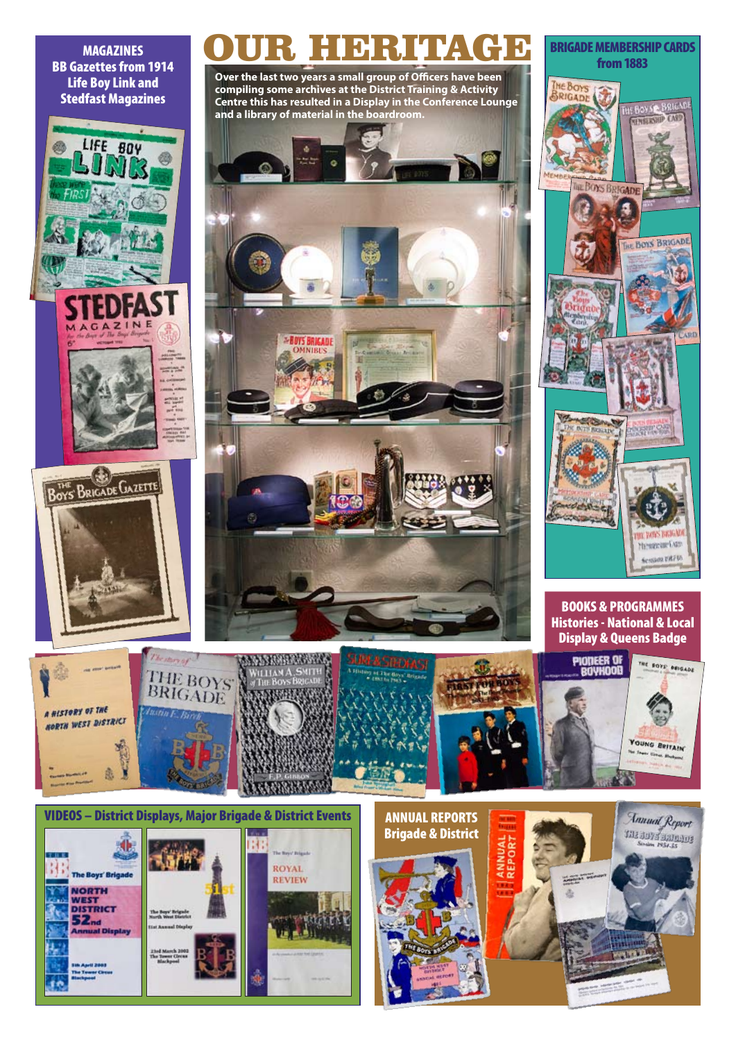# OUR HERITAGE

**Over the last two years a small group of Officers have been compiling some archives at the District Training & Activity Centre this has resulted in a Display in the Conference Lounge and a library of material in the boardroom.**

## MAGAZINES

**BB Gazettes from 1914 Life Boy Link and Stedfast Magazines**

## BRIGADE MEMBERSHIP CARDS

**from 1883**

## BOOKS & PROGRAMMES

**Histories - National & Local Display & Queens Badge**

## VIDEOS – District Displays, Major Brigade & District Events

## ANNUAL REPORTS

**Brigade & District**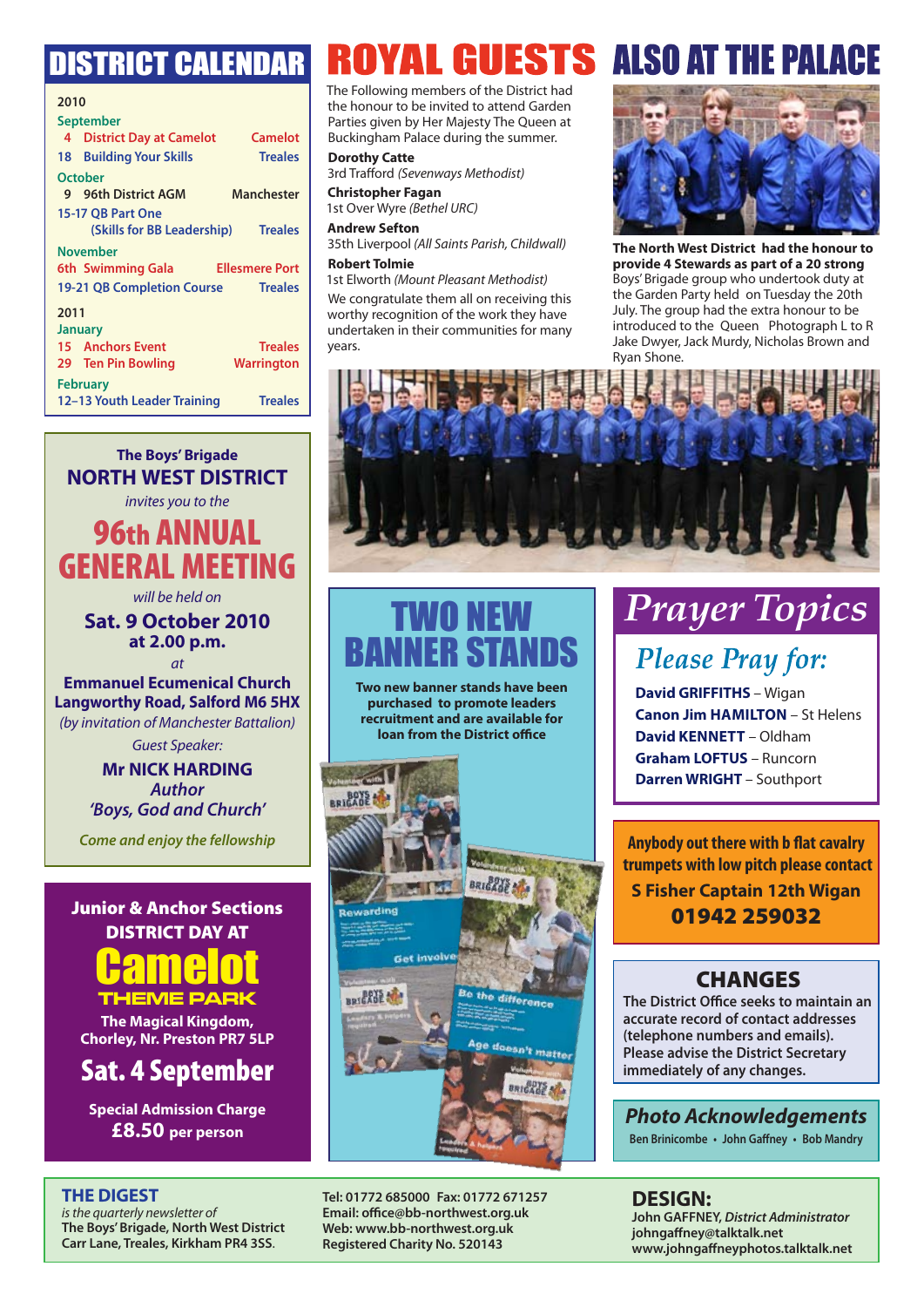# DISTRICT CALENDAR

**2010**

**September**

| | | |
|---|---|---|
| 4 | District Day at Camelot | Camelot |
| 18 | Building Your Skills | Treales |

**October**

| | | |
|---|---|---|
| 9 | 96th District AGM | Manchester |
| 15-17 | QB Part One (Skills for BB Leadership) | Treales |

**November**

| | | |
|---|---|---|
| 6th | Swimming Gala | Ellesmere Port |
| 19-21 | QB Completion Course | Treales |

**2011**

**January**

| | | |
|---|---|---|
| 15 | Anchors Event | Treales |
| 29 | Ten Pin Bowling | Warrington |

**February**

| | | |
|---|---|---|
| 12–13 | Youth Leader Training | Treales |

**The Boys' Brigade**

## NORTH WEST DISTRICT

*invites you to the*

## 96th ANNUAL GENERAL MEETING

*will be held on*

**Sat. 9 October 2010**
**at 2.00 p.m.**

*at*

**Emmanuel Ecumenical Church**
**Langworthy Road, Salford M6 5HX**
*(by invitation of Manchester Battalion)*

*Guest Speaker:*

**Mr NICK HARDING**
*Author*
*'Boys, God and Church'*

*Come and enjoy the fellowship*

**Junior & Anchor Sections**
**DISTRICT DAY AT**

## Camelot
**THEME PARK**

**The Magical Kingdom,**
**Chorley, Nr. Preston PR7 5LP**

**Sat. 4 September**

**Special Admission Charge**
**£8.50 per person**

# ROYAL GUESTS ALSO AT THE PALACE

The Following members of the District had the honour to be invited to attend Garden Parties given by Her Majesty The Queen at Buckingham Palace during the summer.

**Dorothy Catte**
3rd Trafford *(Sevenways Methodist)*

**Christopher Fagan**
1st Over Wyre *(Bethel URC)*

**Andrew Sefton**
35th Liverpool *(All Saints Parish, Childwall)*

**Robert Tolmie**
1st Elworth *(Mount Pleasant Methodist)*

We congratulate them all on receiving this worthy recognition of the work they have undertaken in their communities for many years.

**The North West District had the honour to provide 4 Stewards as part of a 20 strong** Boys' Brigade group who undertook duty at the Garden Party held on Tuesday the 20th July. The group had the extra honour to be introduced to the Queen Photograph L to R Jake Dwyer, Jack Murdy, Nicholas Brown and Ryan Shone.

## TWO NEW BANNER STANDS

**Two new banner stands have been purchased to promote leaders recruitment and are available for loan from the District office**

## Prayer Topics

### Please Pray for:

**David GRIFFITHS** – Wigan
**Canon Jim HAMILTON** – St Helens
**David KENNETT** – Oldham
**Graham LOFTUS** – Runcorn
**Darren WRIGHT** – Southport

**Anybody out there with b flat cavalry trumpets with low pitch please contact**
**S Fisher Captain 12th Wigan**
**01942 259032**

## CHANGES

The District Office seeks to maintain an accurate record of contact addresses (telephone numbers and emails). Please advise the District Secretary immediately of any changes.

### Photo Acknowledgements

Ben Brinicombe • John Gaffney • Bob Mandry

**THE DIGEST**
*is the quarterly newsletter of*
**The Boys' Brigade, North West District**
**Carr Lane, Treales, Kirkham PR4 3SS.**

**Tel: 01772 685000 Fax: 01772 671257**
**Email: office@bb-northwest.org.uk**
**Web: www.bb-northwest.org.uk**
**Registered Charity No. 520143**

**DESIGN:**
**John GAFFNEY,** ***District Administrator***
**johngaffney@talktalk.net**
**www.johngaffneyphotos.talktalk.net**